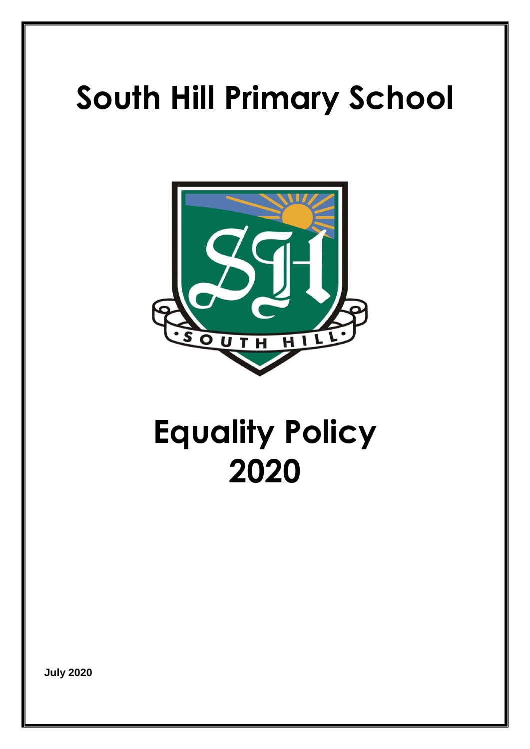# South Hill Primary School

# Equality Policy 2020

**July 2020**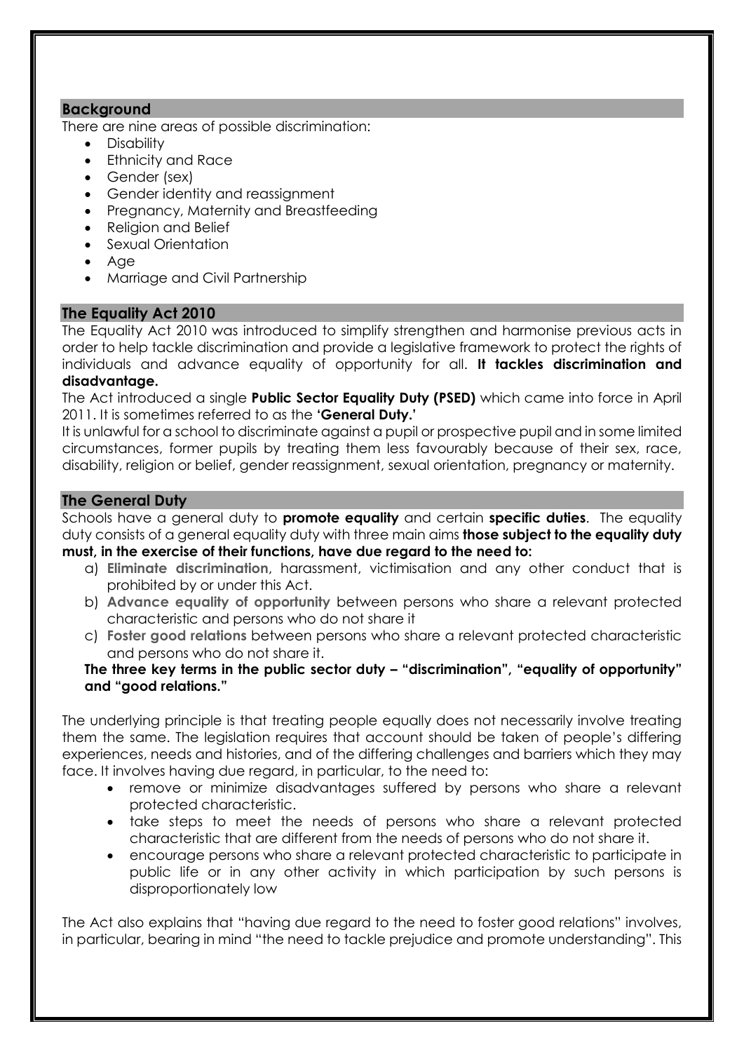## Background

There are nine areas of possible discrimination:

- Disability
- Ethnicity and Race
- Gender (sex)
- Gender identity and reassignment
- Pregnancy, Maternity and Breastfeeding
- Religion and Belief
- Sexual Orientation
- Age
- Marriage and Civil Partnership

## The Equality Act 2010

The Equality Act 2010 was introduced to simplify strengthen and harmonise previous acts in order to help tackle discrimination and provide a legislative framework to protect the rights of individuals and advance equality of opportunity for all. **It tackles discrimination and disadvantage.**

The Act introduced a single **Public Sector Equality Duty (PSED)** which came into force in April 2011. It is sometimes referred to as the **'General Duty.'**

It is unlawful for a school to discriminate against a pupil or prospective pupil and in some limited circumstances, former pupils by treating them less favourably because of their sex, race, disability, religion or belief, gender reassignment, sexual orientation, pregnancy or maternity.

## The General Duty

Schools have a general duty to **promote equality** and certain **specific duties**. The equality duty consists of a general equality duty with three main aims **those subject to the equality duty must, in the exercise of their functions, have due regard to the need to:**

a) **Eliminate discrimination**, harassment, victimisation and any other conduct that is prohibited by or under this Act.
b) **Advance equality of opportunity** between persons who share a relevant protected characteristic and persons who do not share it
c) **Foster good relations** between persons who share a relevant protected characteristic and persons who do not share it.

**The three key terms in the public sector duty – "discrimination", "equality of opportunity" and "good relations."**

The underlying principle is that treating people equally does not necessarily involve treating them the same. The legislation requires that account should be taken of people's differing experiences, needs and histories, and of the differing challenges and barriers which they may face. It involves having due regard, in particular, to the need to:

- remove or minimize disadvantages suffered by persons who share a relevant protected characteristic.
- take steps to meet the needs of persons who share a relevant protected characteristic that are different from the needs of persons who do not share it.
- encourage persons who share a relevant protected characteristic to participate in public life or in any other activity in which participation by such persons is disproportionately low

The Act also explains that "having due regard to the need to foster good relations" involves, in particular, bearing in mind "the need to tackle prejudice and promote understanding". This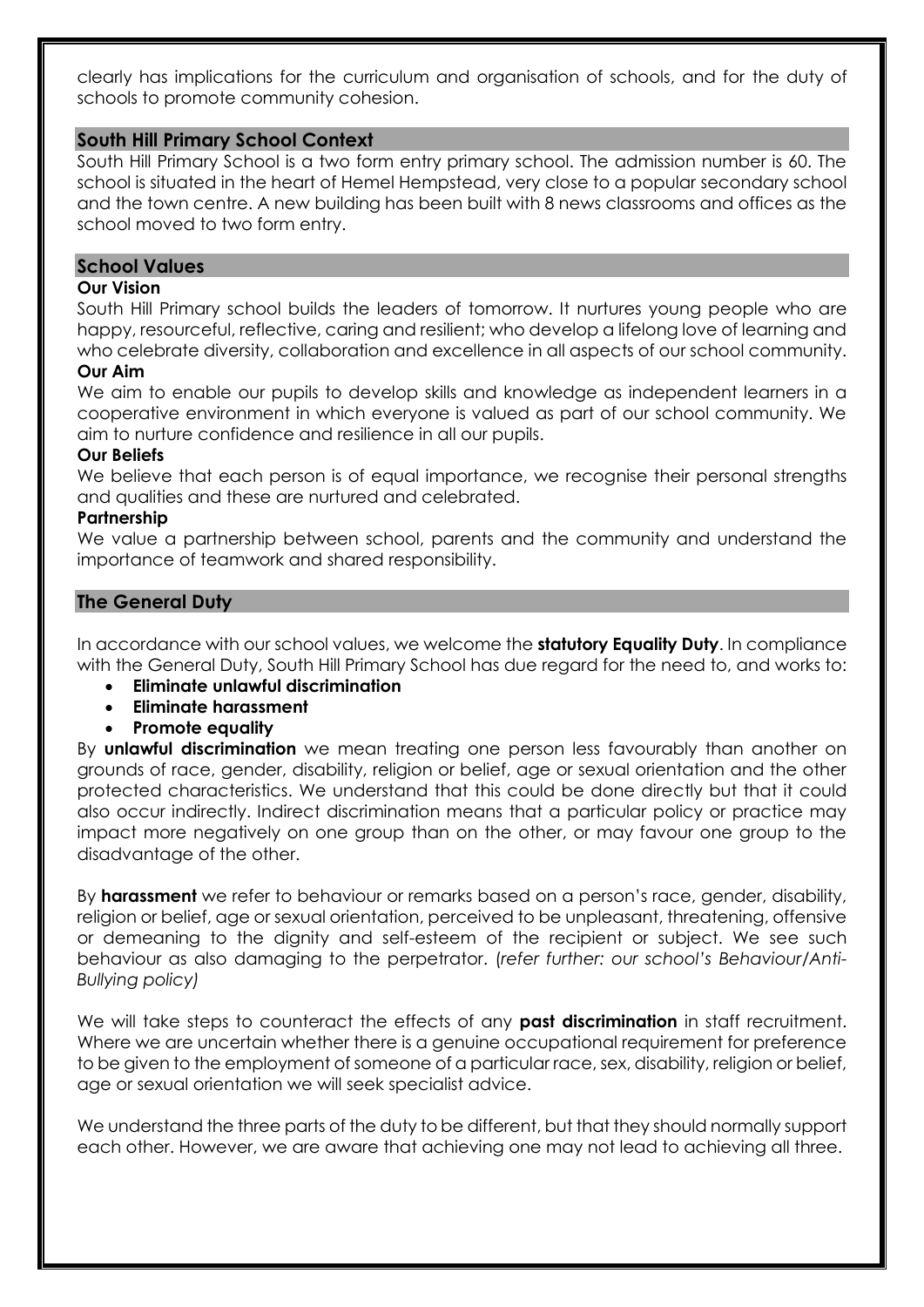clearly has implications for the curriculum and organisation of schools, and for the duty of schools to promote community cohesion.

## South Hill Primary School Context

South Hill Primary School is a two form entry primary school. The admission number is 60. The school is situated in the heart of Hemel Hempstead, very close to a popular secondary school and the town centre. A new building has been built with 8 news classrooms and offices as the school moved to two form entry.

## School Values

### Our Vision

South Hill Primary school builds the leaders of tomorrow. It nurtures young people who are happy, resourceful, reflective, caring and resilient; who develop a lifelong love of learning and who celebrate diversity, collaboration and excellence in all aspects of our school community.

### Our Aim

We aim to enable our pupils to develop skills and knowledge as independent learners in a cooperative environment in which everyone is valued as part of our school community. We aim to nurture confidence and resilience in all our pupils.

### Our Beliefs

We believe that each person is of equal importance, we recognise their personal strengths and qualities and these are nurtured and celebrated.

### Partnership

We value a partnership between school, parents and the community and understand the importance of teamwork and shared responsibility.

## The General Duty

In accordance with our school values, we welcome the **statutory Equality Duty**. In compliance with the General Duty, South Hill Primary School has due regard for the need to, and works to:

- **Eliminate unlawful discrimination**
- **Eliminate harassment**
- **Promote equality**

By **unlawful discrimination** we mean treating one person less favourably than another on grounds of race, gender, disability, religion or belief, age or sexual orientation and the other protected characteristics. We understand that this could be done directly but that it could also occur indirectly. Indirect discrimination means that a particular policy or practice may impact more negatively on one group than on the other, or may favour one group to the disadvantage of the other.

By **harassment** we refer to behaviour or remarks based on a person's race, gender, disability, religion or belief, age or sexual orientation, perceived to be unpleasant, threatening, offensive or demeaning to the dignity and self-esteem of the recipient or subject. We see such behaviour as also damaging to the perpetrator. (*refer further: our school's Behaviour/Anti-Bullying policy)*

We will take steps to counteract the effects of any **past discrimination** in staff recruitment. Where we are uncertain whether there is a genuine occupational requirement for preference to be given to the employment of someone of a particular race, sex, disability, religion or belief, age or sexual orientation we will seek specialist advice.

We understand the three parts of the duty to be different, but that they should normally support each other. However, we are aware that achieving one may not lead to achieving all three.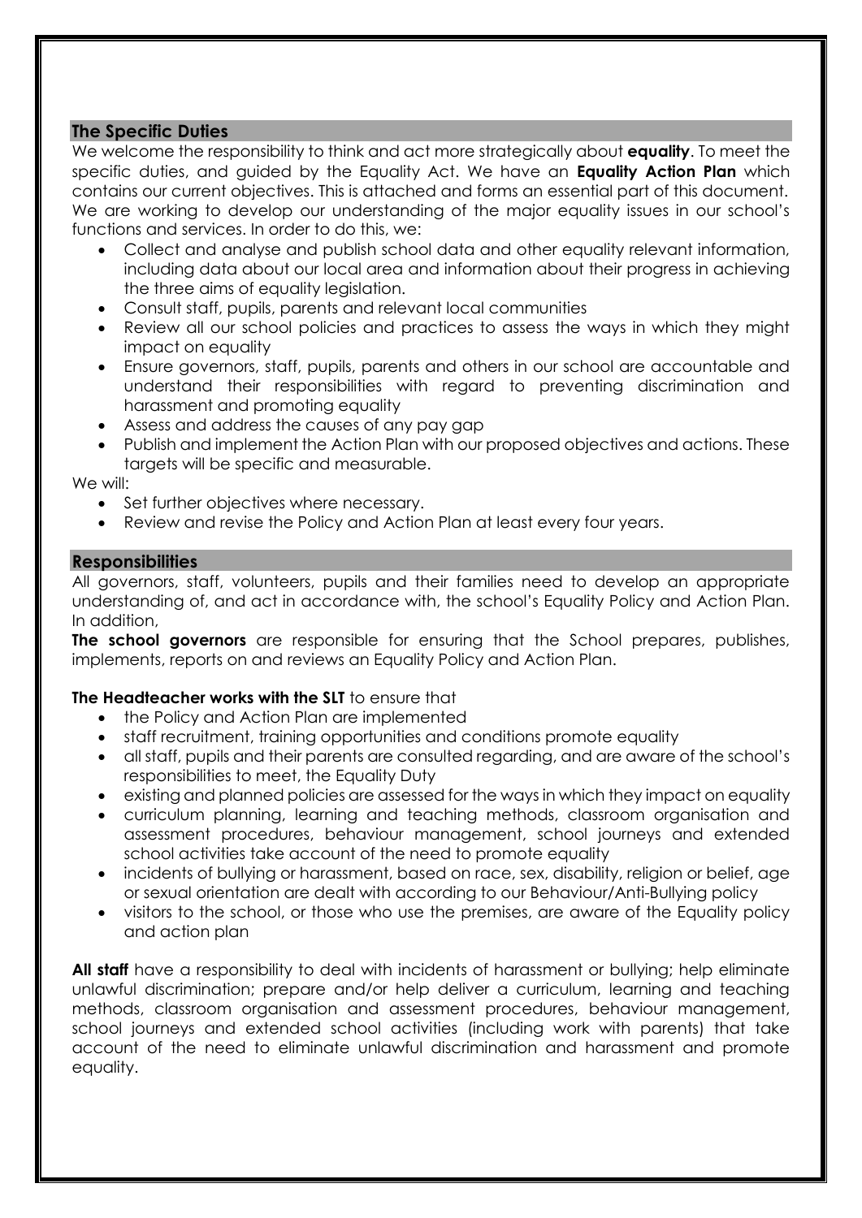## The Specific Duties

We welcome the responsibility to think and act more strategically about **equality**. To meet the specific duties, and guided by the Equality Act. We have an **Equality Action Plan** which contains our current objectives. This is attached and forms an essential part of this document. We are working to develop our understanding of the major equality issues in our school's functions and services. In order to do this, we:

- Collect and analyse and publish school data and other equality relevant information, including data about our local area and information about their progress in achieving the three aims of equality legislation.
- Consult staff, pupils, parents and relevant local communities
- Review all our school policies and practices to assess the ways in which they might impact on equality
- Ensure governors, staff, pupils, parents and others in our school are accountable and understand their responsibilities with regard to preventing discrimination and harassment and promoting equality
- Assess and address the causes of any pay gap
- Publish and implement the Action Plan with our proposed objectives and actions. These targets will be specific and measurable.

We will:

- Set further objectives where necessary.
- Review and revise the Policy and Action Plan at least every four years.

## Responsibilities

All governors, staff, volunteers, pupils and their families need to develop an appropriate understanding of, and act in accordance with, the school's Equality Policy and Action Plan. In addition,

**The school governors** are responsible for ensuring that the School prepares, publishes, implements, reports on and reviews an Equality Policy and Action Plan.

**The Headteacher works with the SLT** to ensure that

- the Policy and Action Plan are implemented
- staff recruitment, training opportunities and conditions promote equality
- all staff, pupils and their parents are consulted regarding, and are aware of the school's responsibilities to meet, the Equality Duty
- existing and planned policies are assessed for the ways in which they impact on equality
- curriculum planning, learning and teaching methods, classroom organisation and assessment procedures, behaviour management, school journeys and extended school activities take account of the need to promote equality
- incidents of bullying or harassment, based on race, sex, disability, religion or belief, age or sexual orientation are dealt with according to our Behaviour/Anti-Bullying policy
- visitors to the school, or those who use the premises, are aware of the Equality policy and action plan

**All staff** have a responsibility to deal with incidents of harassment or bullying; help eliminate unlawful discrimination; prepare and/or help deliver a curriculum, learning and teaching methods, classroom organisation and assessment procedures, behaviour management, school journeys and extended school activities (including work with parents) that take account of the need to eliminate unlawful discrimination and harassment and promote equality.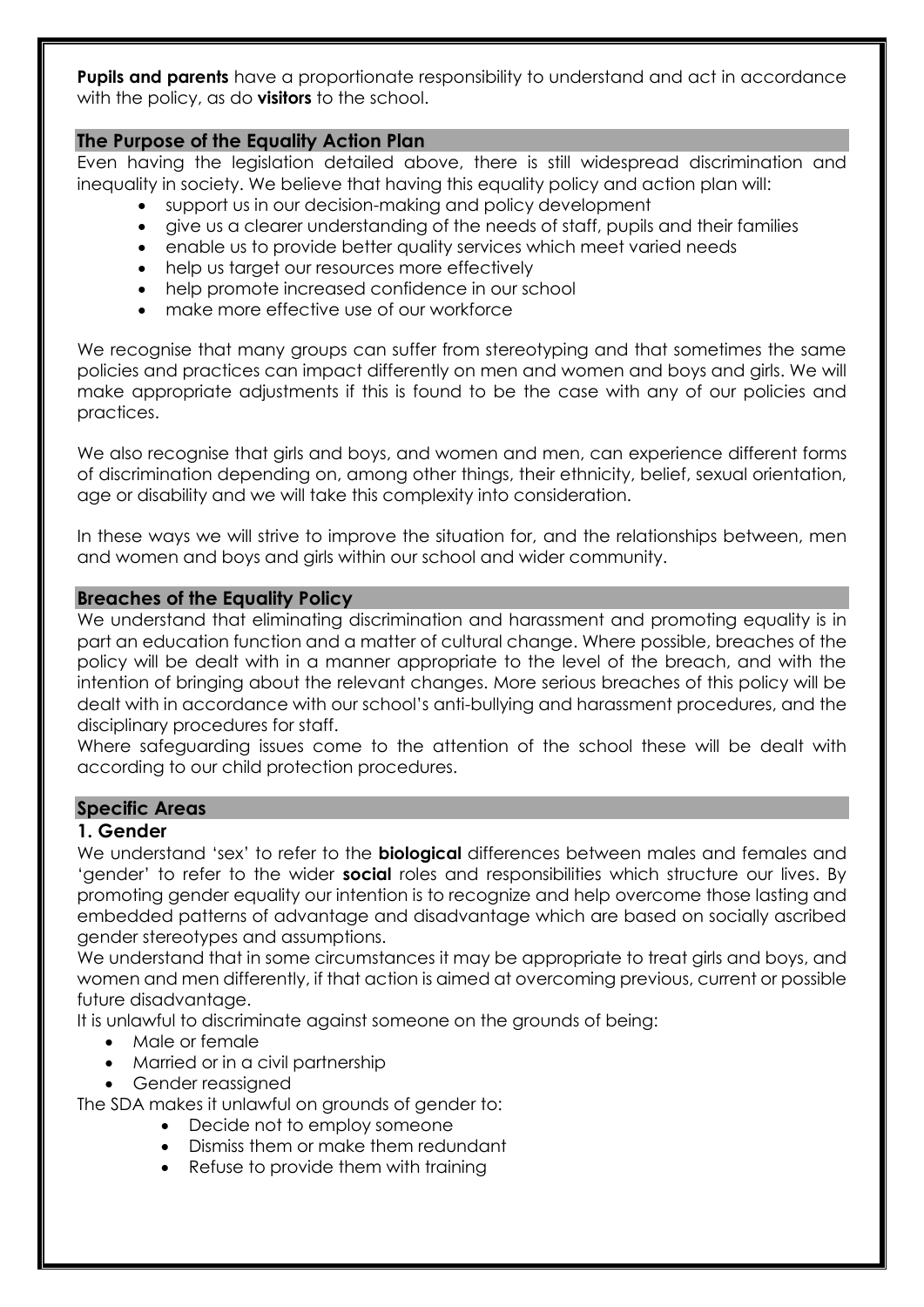**Pupils and parents** have a proportionate responsibility to understand and act in accordance with the policy, as do **visitors** to the school.

## The Purpose of the Equality Action Plan

Even having the legislation detailed above, there is still widespread discrimination and inequality in society. We believe that having this equality policy and action plan will:

- support us in our decision-making and policy development
- give us a clearer understanding of the needs of staff, pupils and their families
- enable us to provide better quality services which meet varied needs
- help us target our resources more effectively
- help promote increased confidence in our school
- make more effective use of our workforce

We recognise that many groups can suffer from stereotyping and that sometimes the same policies and practices can impact differently on men and women and boys and girls. We will make appropriate adjustments if this is found to be the case with any of our policies and practices.

We also recognise that girls and boys, and women and men, can experience different forms of discrimination depending on, among other things, their ethnicity, belief, sexual orientation, age or disability and we will take this complexity into consideration.

In these ways we will strive to improve the situation for, and the relationships between, men and women and boys and girls within our school and wider community.

## Breaches of the Equality Policy

We understand that eliminating discrimination and harassment and promoting equality is in part an education function and a matter of cultural change. Where possible, breaches of the policy will be dealt with in a manner appropriate to the level of the breach, and with the intention of bringing about the relevant changes. More serious breaches of this policy will be dealt with in accordance with our school's anti-bullying and harassment procedures, and the disciplinary procedures for staff.

Where safeguarding issues come to the attention of the school these will be dealt with according to our child protection procedures.

## Specific Areas

### 1. Gender

We understand 'sex' to refer to the **biological** differences between males and females and 'gender' to refer to the wider **social** roles and responsibilities which structure our lives. By promoting gender equality our intention is to recognize and help overcome those lasting and embedded patterns of advantage and disadvantage which are based on socially ascribed gender stereotypes and assumptions.

We understand that in some circumstances it may be appropriate to treat girls and boys, and women and men differently, if that action is aimed at overcoming previous, current or possible future disadvantage.

It is unlawful to discriminate against someone on the grounds of being:

- Male or female
- Married or in a civil partnership
- Gender reassigned

The SDA makes it unlawful on grounds of gender to:

- Decide not to employ someone
- Dismiss them or make them redundant
- Refuse to provide them with training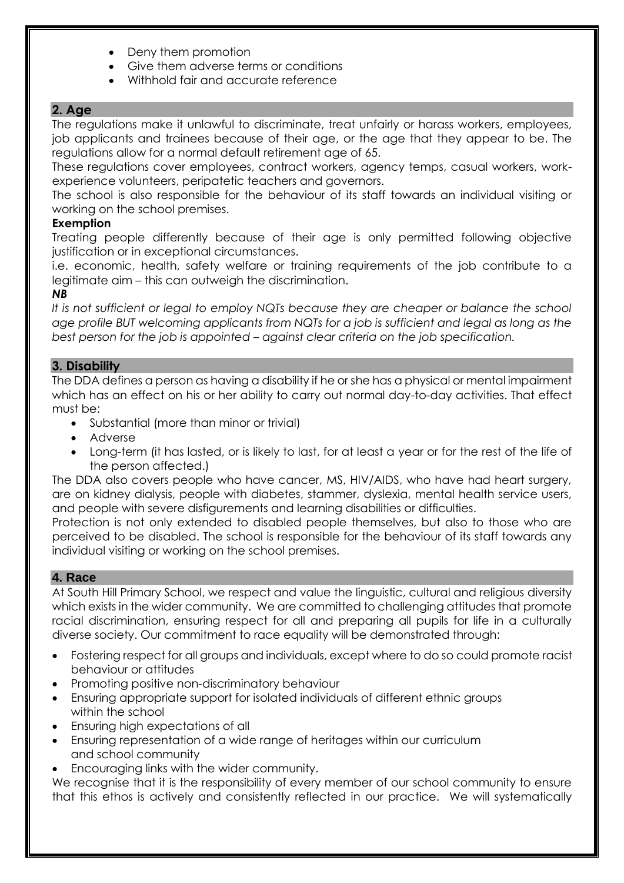- Deny them promotion
- Give them adverse terms or conditions
- Withhold fair and accurate reference

## 2. Age

The regulations make it unlawful to discriminate, treat unfairly or harass workers, employees, job applicants and trainees because of their age, or the age that they appear to be. The regulations allow for a normal default retirement age of 65.

These regulations cover employees, contract workers, agency temps, casual workers, work-experience volunteers, peripatetic teachers and governors.

The school is also responsible for the behaviour of its staff towards an individual visiting or working on the school premises.

**Exemption**

Treating people differently because of their age is only permitted following objective justification or in exceptional circumstances.

i.e. economic, health, safety welfare or training requirements of the job contribute to a legitimate aim – this can outweigh the discrimination.

***NB***

*It is not sufficient or legal to employ NQTs because they are cheaper or balance the school age profile BUT welcoming applicants from NQTs for a job is sufficient and legal as long as the best person for the job is appointed – against clear criteria on the job specification.*

## 3. Disability

The DDA defines a person as having a disability if he or she has a physical or mental impairment which has an effect on his or her ability to carry out normal day-to-day activities. That effect must be:

- Substantial (more than minor or trivial)
- Adverse
- Long-term (it has lasted, or is likely to last, for at least a year or for the rest of the life of the person affected.)

The DDA also covers people who have cancer, MS, HIV/AIDS, who have had heart surgery, are on kidney dialysis, people with diabetes, stammer, dyslexia, mental health service users, and people with severe disfigurements and learning disabilities or difficulties.

Protection is not only extended to disabled people themselves, but also to those who are perceived to be disabled. The school is responsible for the behaviour of its staff towards any individual visiting or working on the school premises.

## 4. Race

At South Hill Primary School, we respect and value the linguistic, cultural and religious diversity which exists in the wider community. We are committed to challenging attitudes that promote racial discrimination, ensuring respect for all and preparing all pupils for life in a culturally diverse society. Our commitment to race equality will be demonstrated through:

- Fostering respect for all groups and individuals, except where to do so could promote racist behaviour or attitudes
- Promoting positive non-discriminatory behaviour
- Ensuring appropriate support for isolated individuals of different ethnic groups within the school
- Ensuring high expectations of all
- Ensuring representation of a wide range of heritages within our curriculum and school community
- Encouraging links with the wider community.

We recognise that it is the responsibility of every member of our school community to ensure that this ethos is actively and consistently reflected in our practice. We will systematically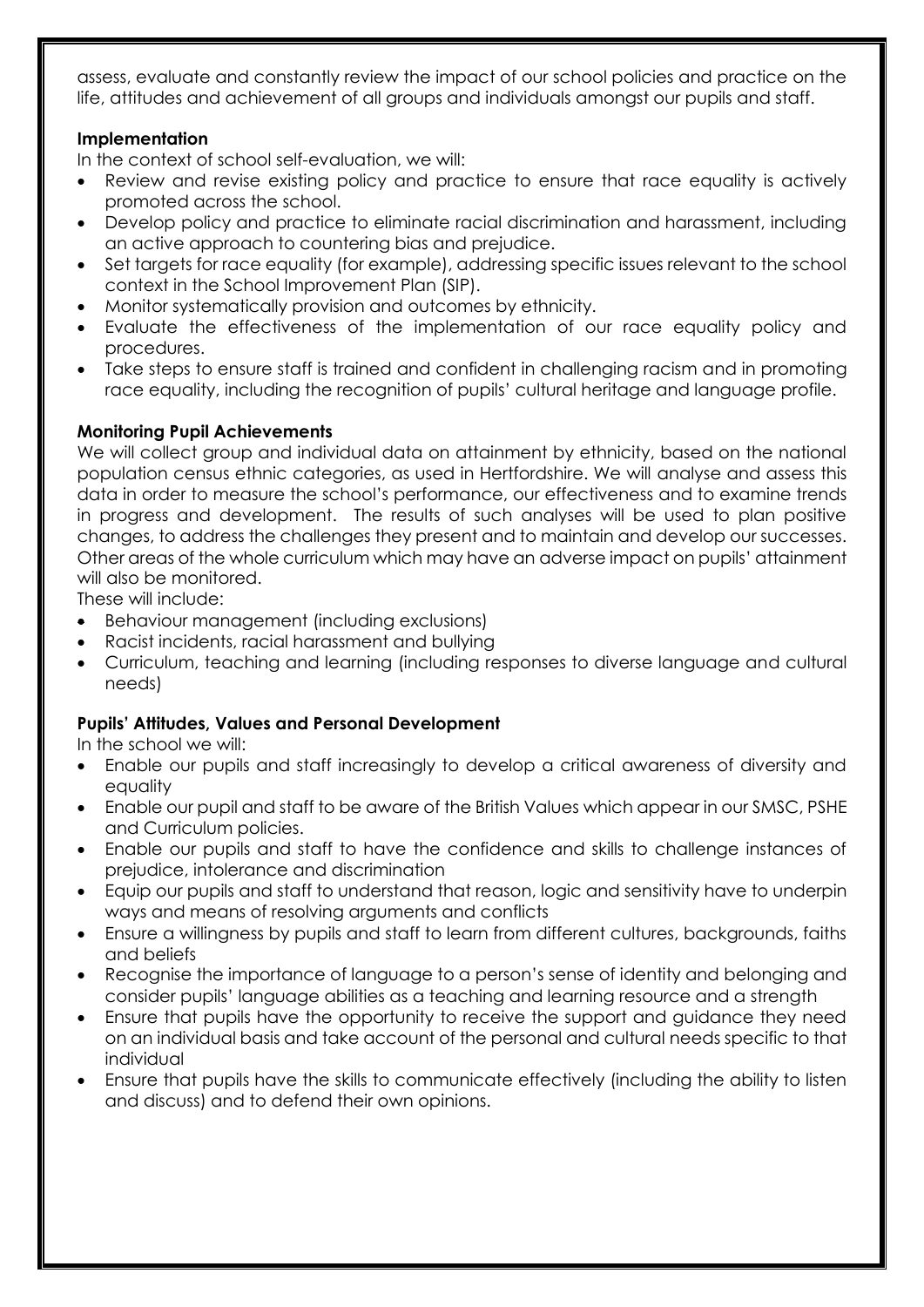assess, evaluate and constantly review the impact of our school policies and practice on the life, attitudes and achievement of all groups and individuals amongst our pupils and staff.

**Implementation**

In the context of school self-evaluation, we will:

- Review and revise existing policy and practice to ensure that race equality is actively promoted across the school.
- Develop policy and practice to eliminate racial discrimination and harassment, including an active approach to countering bias and prejudice.
- Set targets for race equality (for example), addressing specific issues relevant to the school context in the School Improvement Plan (SIP).
- Monitor systematically provision and outcomes by ethnicity.
- Evaluate the effectiveness of the implementation of our race equality policy and procedures.
- Take steps to ensure staff is trained and confident in challenging racism and in promoting race equality, including the recognition of pupils' cultural heritage and language profile.

**Monitoring Pupil Achievements**

We will collect group and individual data on attainment by ethnicity, based on the national population census ethnic categories, as used in Hertfordshire. We will analyse and assess this data in order to measure the school's performance, our effectiveness and to examine trends in progress and development. The results of such analyses will be used to plan positive changes, to address the challenges they present and to maintain and develop our successes. Other areas of the whole curriculum which may have an adverse impact on pupils' attainment will also be monitored.

These will include:

- Behaviour management (including exclusions)
- Racist incidents, racial harassment and bullying
- Curriculum, teaching and learning (including responses to diverse language and cultural needs)

**Pupils' Attitudes, Values and Personal Development**

In the school we will:

- Enable our pupils and staff increasingly to develop a critical awareness of diversity and equality
- Enable our pupil and staff to be aware of the British Values which appear in our SMSC, PSHE and Curriculum policies.
- Enable our pupils and staff to have the confidence and skills to challenge instances of prejudice, intolerance and discrimination
- Equip our pupils and staff to understand that reason, logic and sensitivity have to underpin ways and means of resolving arguments and conflicts
- Ensure a willingness by pupils and staff to learn from different cultures, backgrounds, faiths and beliefs
- Recognise the importance of language to a person's sense of identity and belonging and consider pupils' language abilities as a teaching and learning resource and a strength
- Ensure that pupils have the opportunity to receive the support and guidance they need on an individual basis and take account of the personal and cultural needs specific to that individual
- Ensure that pupils have the skills to communicate effectively (including the ability to listen and discuss) and to defend their own opinions.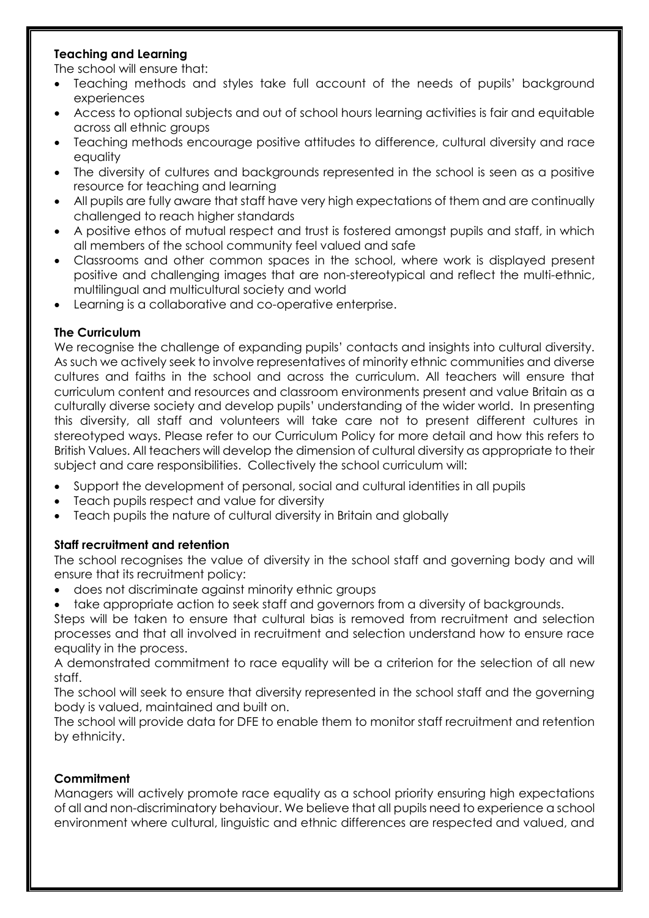**Teaching and Learning**

The school will ensure that:

- Teaching methods and styles take full account of the needs of pupils' background experiences
- Access to optional subjects and out of school hours learning activities is fair and equitable across all ethnic groups
- Teaching methods encourage positive attitudes to difference, cultural diversity and race equality
- The diversity of cultures and backgrounds represented in the school is seen as a positive resource for teaching and learning
- All pupils are fully aware that staff have very high expectations of them and are continually challenged to reach higher standards
- A positive ethos of mutual respect and trust is fostered amongst pupils and staff, in which all members of the school community feel valued and safe
- Classrooms and other common spaces in the school, where work is displayed present positive and challenging images that are non-stereotypical and reflect the multi-ethnic, multilingual and multicultural society and world
- Learning is a collaborative and co-operative enterprise.

**The Curriculum**

We recognise the challenge of expanding pupils' contacts and insights into cultural diversity. As such we actively seek to involve representatives of minority ethnic communities and diverse cultures and faiths in the school and across the curriculum. All teachers will ensure that curriculum content and resources and classroom environments present and value Britain as a culturally diverse society and develop pupils' understanding of the wider world. In presenting this diversity, all staff and volunteers will take care not to present different cultures in stereotyped ways. Please refer to our Curriculum Policy for more detail and how this refers to British Values. All teachers will develop the dimension of cultural diversity as appropriate to their subject and care responsibilities. Collectively the school curriculum will:

- Support the development of personal, social and cultural identities in all pupils
- Teach pupils respect and value for diversity
- Teach pupils the nature of cultural diversity in Britain and globally

**Staff recruitment and retention**

The school recognises the value of diversity in the school staff and governing body and will ensure that its recruitment policy:

- does not discriminate against minority ethnic groups
- take appropriate action to seek staff and governors from a diversity of backgrounds.

Steps will be taken to ensure that cultural bias is removed from recruitment and selection processes and that all involved in recruitment and selection understand how to ensure race equality in the process.

A demonstrated commitment to race equality will be a criterion for the selection of all new staff.

The school will seek to ensure that diversity represented in the school staff and the governing body is valued, maintained and built on.

The school will provide data for DFE to enable them to monitor staff recruitment and retention by ethnicity.

**Commitment**

Managers will actively promote race equality as a school priority ensuring high expectations of all and non-discriminatory behaviour. We believe that all pupils need to experience a school environment where cultural, linguistic and ethnic differences are respected and valued, and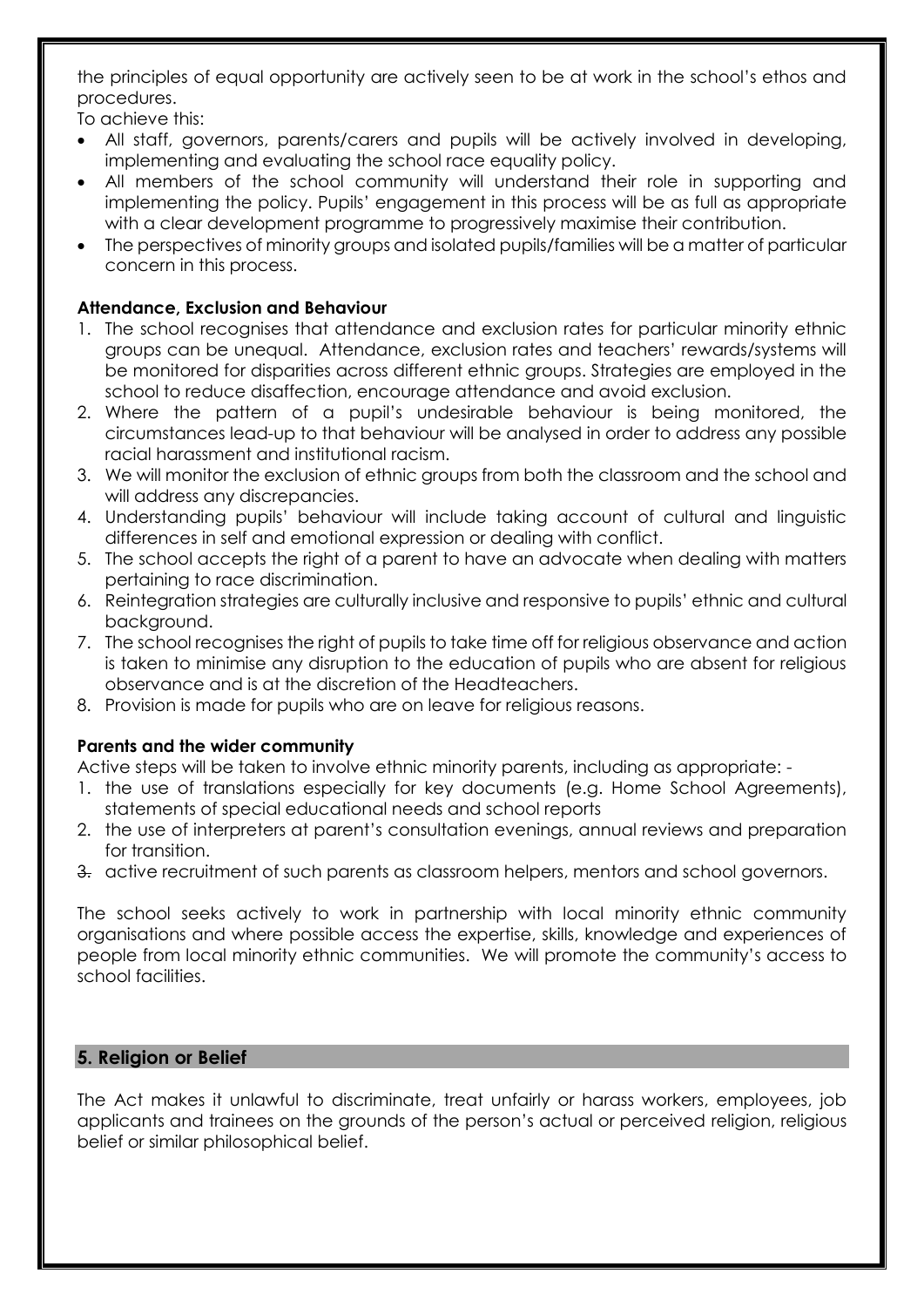the principles of equal opportunity are actively seen to be at work in the school's ethos and procedures.

To achieve this:

- All staff, governors, parents/carers and pupils will be actively involved in developing, implementing and evaluating the school race equality policy.
- All members of the school community will understand their role in supporting and implementing the policy. Pupils' engagement in this process will be as full as appropriate with a clear development programme to progressively maximise their contribution.
- The perspectives of minority groups and isolated pupils/families will be a matter of particular concern in this process.

**Attendance, Exclusion and Behaviour**

1. The school recognises that attendance and exclusion rates for particular minority ethnic groups can be unequal. Attendance, exclusion rates and teachers' rewards/systems will be monitored for disparities across different ethnic groups. Strategies are employed in the school to reduce disaffection, encourage attendance and avoid exclusion.
2. Where the pattern of a pupil's undesirable behaviour is being monitored, the circumstances lead-up to that behaviour will be analysed in order to address any possible racial harassment and institutional racism.
3. We will monitor the exclusion of ethnic groups from both the classroom and the school and will address any discrepancies.
4. Understanding pupils' behaviour will include taking account of cultural and linguistic differences in self and emotional expression or dealing with conflict.
5. The school accepts the right of a parent to have an advocate when dealing with matters pertaining to race discrimination.
6. Reintegration strategies are culturally inclusive and responsive to pupils' ethnic and cultural background.
7. The school recognises the right of pupils to take time off for religious observance and action is taken to minimise any disruption to the education of pupils who are absent for religious observance and is at the discretion of the Headteachers.
8. Provision is made for pupils who are on leave for religious reasons.

**Parents and the wider community**

Active steps will be taken to involve ethnic minority parents, including as appropriate: -

1. the use of translations especially for key documents (e.g. Home School Agreements), statements of special educational needs and school reports
2. the use of interpreters at parent's consultation evenings, annual reviews and preparation for transition.
3. active recruitment of such parents as classroom helpers, mentors and school governors.

The school seeks actively to work in partnership with local minority ethnic community organisations and where possible access the expertise, skills, knowledge and experiences of people from local minority ethnic communities. We will promote the community's access to school facilities.

## 5. Religion or Belief

The Act makes it unlawful to discriminate, treat unfairly or harass workers, employees, job applicants and trainees on the grounds of the person's actual or perceived religion, religious belief or similar philosophical belief.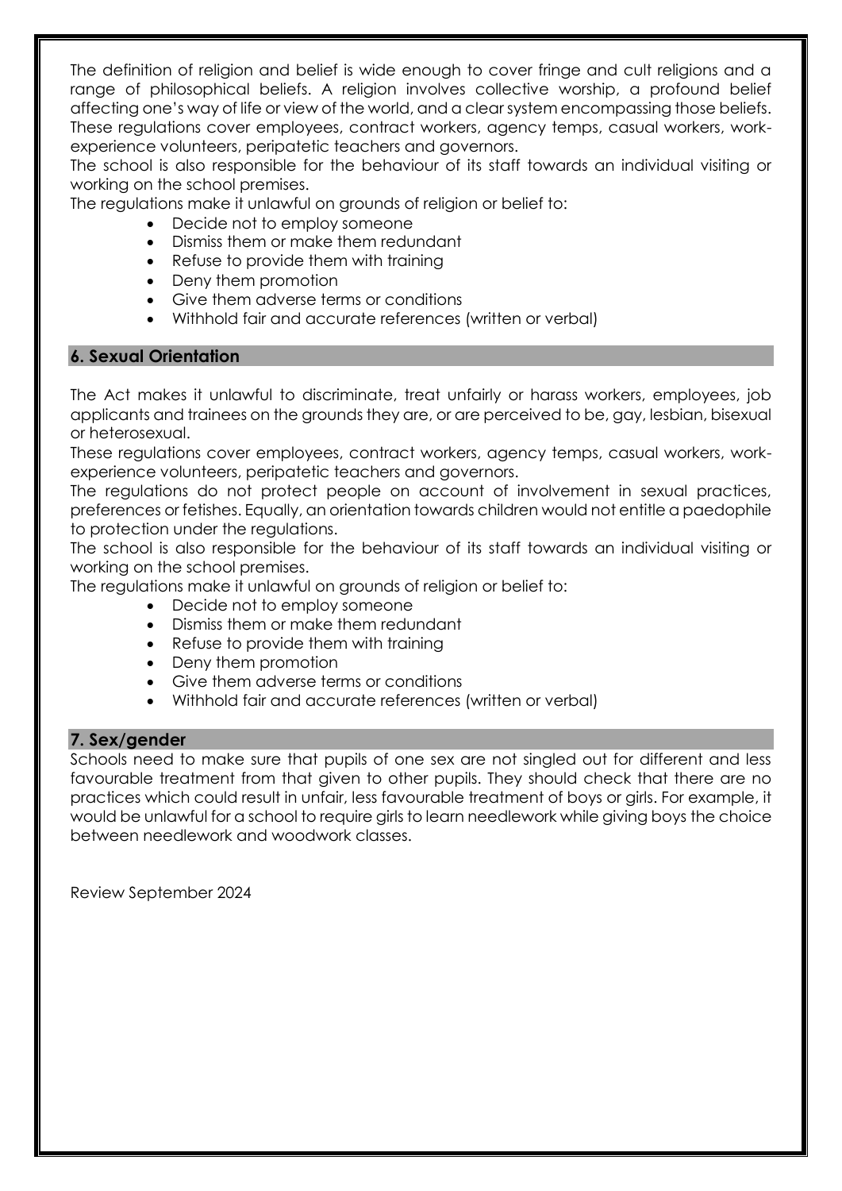The definition of religion and belief is wide enough to cover fringe and cult religions and a range of philosophical beliefs. A religion involves collective worship, a profound belief affecting one's way of life or view of the world, and a clear system encompassing those beliefs. These regulations cover employees, contract workers, agency temps, casual workers, work-experience volunteers, peripatetic teachers and governors.

The school is also responsible for the behaviour of its staff towards an individual visiting or working on the school premises.

The regulations make it unlawful on grounds of religion or belief to:

- Decide not to employ someone
- Dismiss them or make them redundant
- Refuse to provide them with training
- Deny them promotion
- Give them adverse terms or conditions
- Withhold fair and accurate references (written or verbal)

## 6. Sexual Orientation

The Act makes it unlawful to discriminate, treat unfairly or harass workers, employees, job applicants and trainees on the grounds they are, or are perceived to be, gay, lesbian, bisexual or heterosexual.

These regulations cover employees, contract workers, agency temps, casual workers, work-experience volunteers, peripatetic teachers and governors.

The regulations do not protect people on account of involvement in sexual practices, preferences or fetishes. Equally, an orientation towards children would not entitle a paedophile to protection under the regulations.

The school is also responsible for the behaviour of its staff towards an individual visiting or working on the school premises.

The regulations make it unlawful on grounds of religion or belief to:

- Decide not to employ someone
- Dismiss them or make them redundant
- Refuse to provide them with training
- Deny them promotion
- Give them adverse terms or conditions
- Withhold fair and accurate references (written or verbal)

## 7. Sex/gender

Schools need to make sure that pupils of one sex are not singled out for different and less favourable treatment from that given to other pupils. They should check that there are no practices which could result in unfair, less favourable treatment of boys or girls. For example, it would be unlawful for a school to require girls to learn needlework while giving boys the choice between needlework and woodwork classes.

Review September 2024